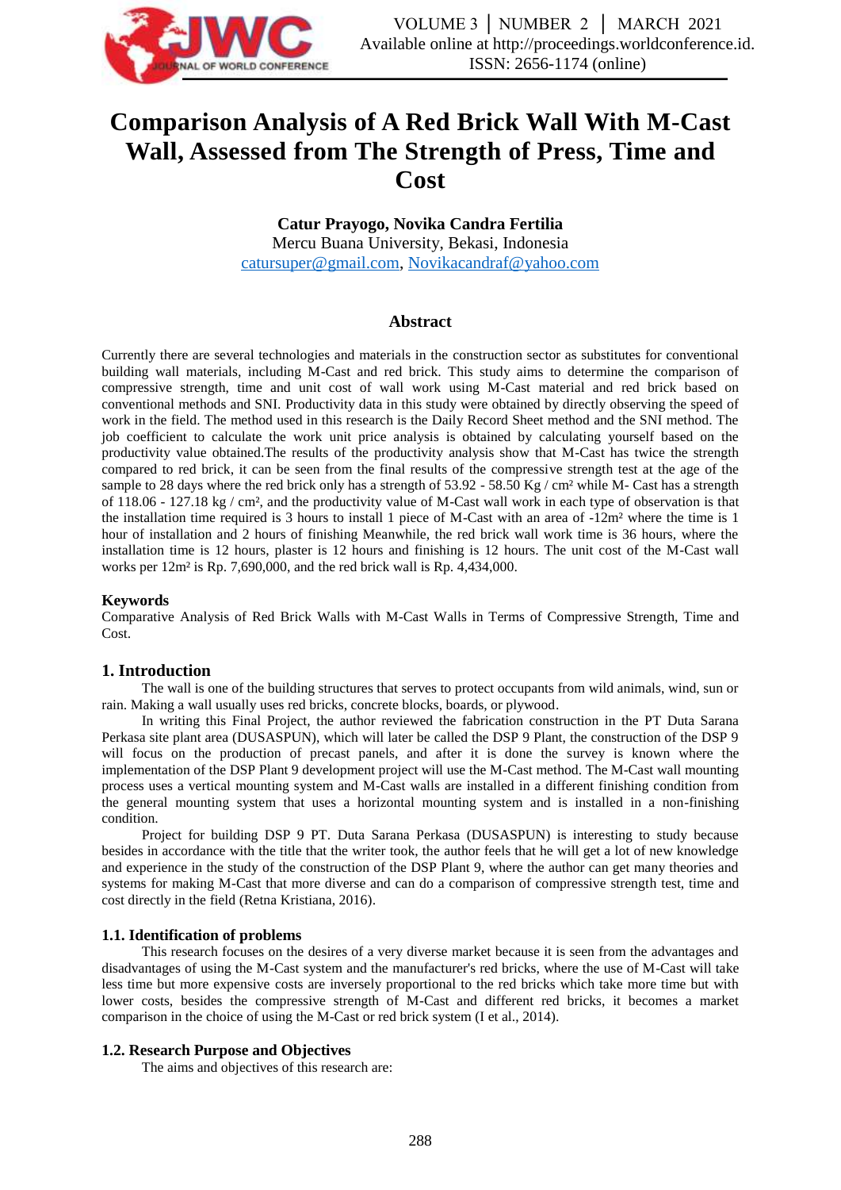# Comparison Analysis of A Red Brick Wall With M-Cast Wall, Assessed from The Strength of Press, Time and Cost

**Catur Prayogo, Novika Candra Fertilia**
Mercu Buana University, Bekasi, Indonesia
catursuper@gmail.com, Novikacandraf@yahoo.com

## Abstract

Currently there are several technologies and materials in the construction sector as substitutes for conventional building wall materials, including M-Cast and red brick. This study aims to determine the comparison of compressive strength, time and unit cost of wall work using M-Cast material and red brick based on conventional methods and SNI. Productivity data in this study were obtained by directly observing the speed of work in the field. The method used in this research is the Daily Record Sheet method and the SNI method. The job coefficient to calculate the work unit price analysis is obtained by calculating yourself based on the productivity value obtained.The results of the productivity analysis show that M-Cast has twice the strength compared to red brick, it can be seen from the final results of the compressive strength test at the age of the sample to 28 days where the red brick only has a strength of 53.92 - 58.50 Kg / cm² while M- Cast has a strength of 118.06 - 127.18 kg / cm², and the productivity value of M-Cast wall work in each type of observation is that the installation time required is 3 hours to install 1 piece of M-Cast with an area of -12m² where the time is 1 hour of installation and 2 hours of finishing Meanwhile, the red brick wall work time is 36 hours, where the installation time is 12 hours, plaster is 12 hours and finishing is 12 hours. The unit cost of the M-Cast wall works per 12m² is Rp. 7,690,000, and the red brick wall is Rp. 4,434,000.

### Keywords

Comparative Analysis of Red Brick Walls with M-Cast Walls in Terms of Compressive Strength, Time and Cost.

## 1. Introduction

The wall is one of the building structures that serves to protect occupants from wild animals, wind, sun or rain. Making a wall usually uses red bricks, concrete blocks, boards, or plywood.

In writing this Final Project, the author reviewed the fabrication construction in the PT Duta Sarana Perkasa site plant area (DUSASPUN), which will later be called the DSP 9 Plant, the construction of the DSP 9 will focus on the production of precast panels, and after it is done the survey is known where the implementation of the DSP Plant 9 development project will use the M-Cast method. The M-Cast wall mounting process uses a vertical mounting system and M-Cast walls are installed in a different finishing condition from the general mounting system that uses a horizontal mounting system and is installed in a non-finishing condition.

Project for building DSP 9 PT. Duta Sarana Perkasa (DUSASPUN) is interesting to study because besides in accordance with the title that the writer took, the author feels that he will get a lot of new knowledge and experience in the study of the construction of the DSP Plant 9, where the author can get many theories and systems for making M-Cast that more diverse and can do a comparison of compressive strength test, time and cost directly in the field (Retna Kristiana, 2016).

### 1.1. Identification of problems

This research focuses on the desires of a very diverse market because it is seen from the advantages and disadvantages of using the M-Cast system and the manufacturer's red bricks, where the use of M-Cast will take less time but more expensive costs are inversely proportional to the red bricks which take more time but with lower costs, besides the compressive strength of M-Cast and different red bricks, it becomes a market comparison in the choice of using the M-Cast or red brick system (I et al., 2014).

### 1.2. Research Purpose and Objectives

The aims and objectives of this research are: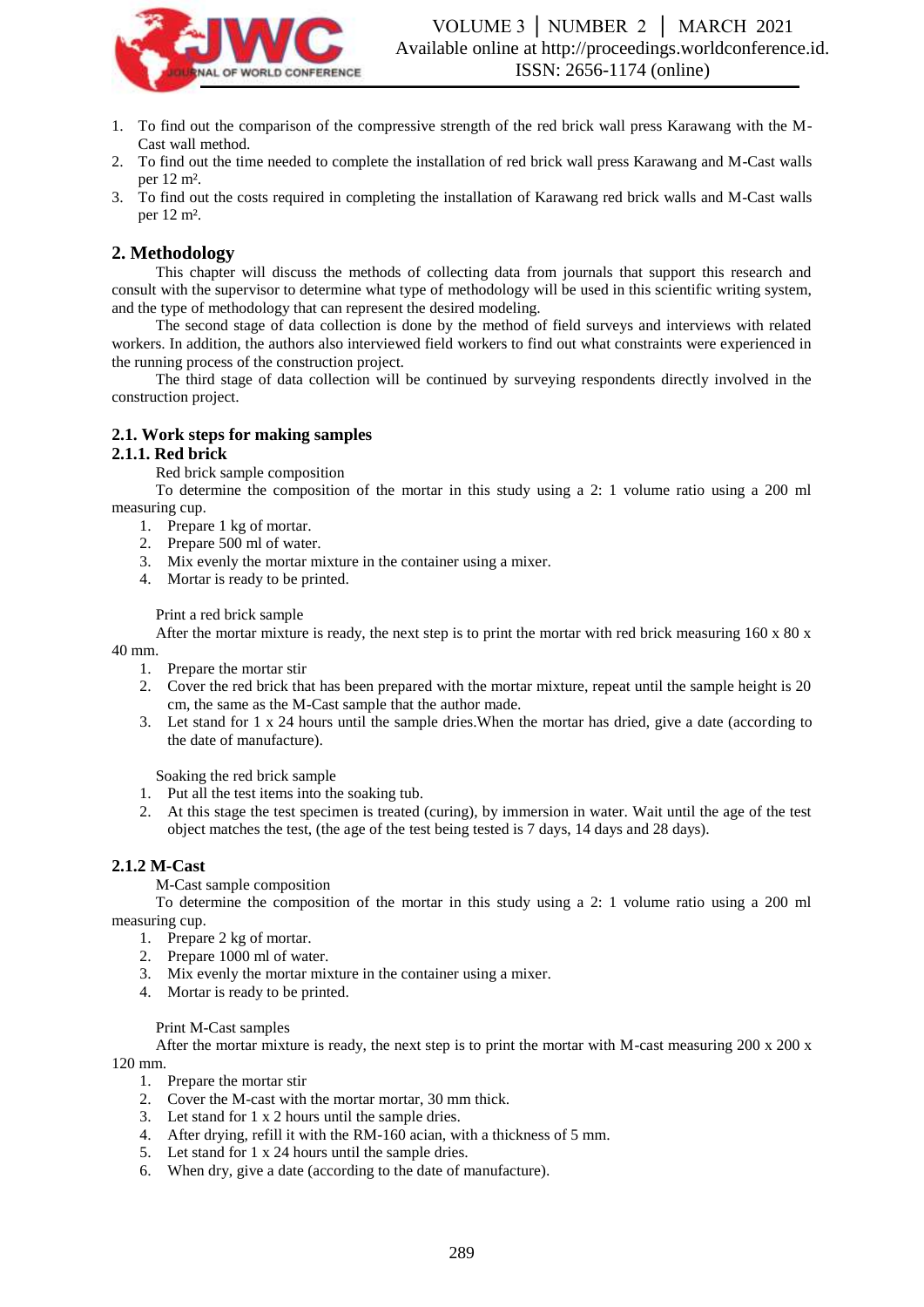1. To find out the comparison of the compressive strength of the red brick wall press Karawang with the M-Cast wall method.
2. To find out the time needed to complete the installation of red brick wall press Karawang and M-Cast walls per 12 m².
3. To find out the costs required in completing the installation of Karawang red brick walls and M-Cast walls per 12 m².

## 2. Methodology

This chapter will discuss the methods of collecting data from journals that support this research and consult with the supervisor to determine what type of methodology will be used in this scientific writing system, and the type of methodology that can represent the desired modeling.

The second stage of data collection is done by the method of field surveys and interviews with related workers. In addition, the authors also interviewed field workers to find out what constraints were experienced in the running process of the construction project.

The third stage of data collection will be continued by surveying respondents directly involved in the construction project.

### 2.1. Work steps for making samples

#### 2.1.1. Red brick

Red brick sample composition

To determine the composition of the mortar in this study using a 2: 1 volume ratio using a 200 ml measuring cup.

1. Prepare 1 kg of mortar.
2. Prepare 500 ml of water.
3. Mix evenly the mortar mixture in the container using a mixer.
4. Mortar is ready to be printed.

Print a red brick sample

After the mortar mixture is ready, the next step is to print the mortar with red brick measuring 160 x 80 x 40 mm.

1. Prepare the mortar stir
2. Cover the red brick that has been prepared with the mortar mixture, repeat until the sample height is 20 cm, the same as the M-Cast sample that the author made.
3. Let stand for 1 x 24 hours until the sample dries.When the mortar has dried, give a date (according to the date of manufacture).

Soaking the red brick sample

1. Put all the test items into the soaking tub.
2. At this stage the test specimen is treated (curing), by immersion in water. Wait until the age of the test object matches the test, (the age of the test being tested is 7 days, 14 days and 28 days).

#### 2.1.2 M-Cast

M-Cast sample composition

To determine the composition of the mortar in this study using a 2: 1 volume ratio using a 200 ml measuring cup.

1. Prepare 2 kg of mortar.
2. Prepare 1000 ml of water.
3. Mix evenly the mortar mixture in the container using a mixer.
4. Mortar is ready to be printed.

Print M-Cast samples

After the mortar mixture is ready, the next step is to print the mortar with M-cast measuring 200 x 200 x 120 mm.

1. Prepare the mortar stir
2. Cover the M-cast with the mortar mortar, 30 mm thick.
3. Let stand for 1 x 2 hours until the sample dries.
4. After drying, refill it with the RM-160 acian, with a thickness of 5 mm.
5. Let stand for 1 x 24 hours until the sample dries.
6. When dry, give a date (according to the date of manufacture).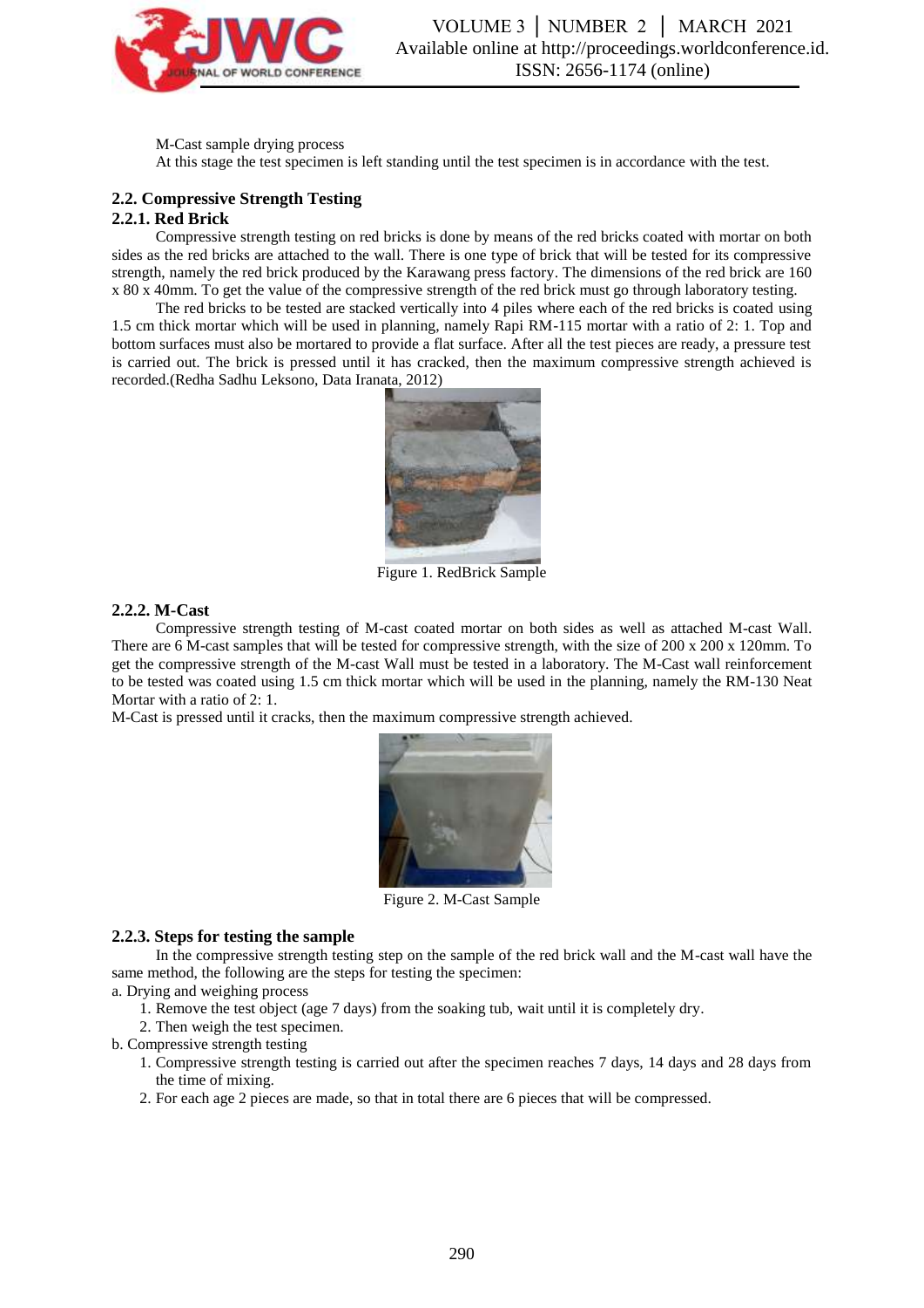M-Cast sample drying process

At this stage the test specimen is left standing until the test specimen is in accordance with the test.

## 2.2. Compressive Strength Testing

### 2.2.1. Red Brick

Compressive strength testing on red bricks is done by means of the red bricks coated with mortar on both sides as the red bricks are attached to the wall. There is one type of brick that will be tested for its compressive strength, namely the red brick produced by the Karawang press factory. The dimensions of the red brick are 160 x 80 x 40mm. To get the value of the compressive strength of the red brick must go through laboratory testing.

The red bricks to be tested are stacked vertically into 4 piles where each of the red bricks is coated using 1.5 cm thick mortar which will be used in planning, namely Rapi RM-115 mortar with a ratio of 2: 1. Top and bottom surfaces must also be mortared to provide a flat surface. After all the test pieces are ready, a pressure test is carried out. The brick is pressed until it has cracked, then the maximum compressive strength achieved is recorded.(Redha Sadhu Leksono, Data Iranata, 2012)

Figure 1. RedBrick Sample

### 2.2.2. M-Cast

Compressive strength testing of M-cast coated mortar on both sides as well as attached M-cast Wall. There are 6 M-cast samples that will be tested for compressive strength, with the size of 200 x 200 x 120mm. To get the compressive strength of the M-cast Wall must be tested in a laboratory. The M-Cast wall reinforcement to be tested was coated using 1.5 cm thick mortar which will be used in the planning, namely the RM-130 Neat Mortar with a ratio of 2: 1.

M-Cast is pressed until it cracks, then the maximum compressive strength achieved.

Figure 2. M-Cast Sample

### 2.2.3. Steps for testing the sample

In the compressive strength testing step on the sample of the red brick wall and the M-cast wall have the same method, the following are the steps for testing the specimen:

a. Drying and weighing process
   1. Remove the test object (age 7 days) from the soaking tub, wait until it is completely dry.
   2. Then weigh the test specimen.

b. Compressive strength testing
   1. Compressive strength testing is carried out after the specimen reaches 7 days, 14 days and 28 days from the time of mixing.
   2. For each age 2 pieces are made, so that in total there are 6 pieces that will be compressed.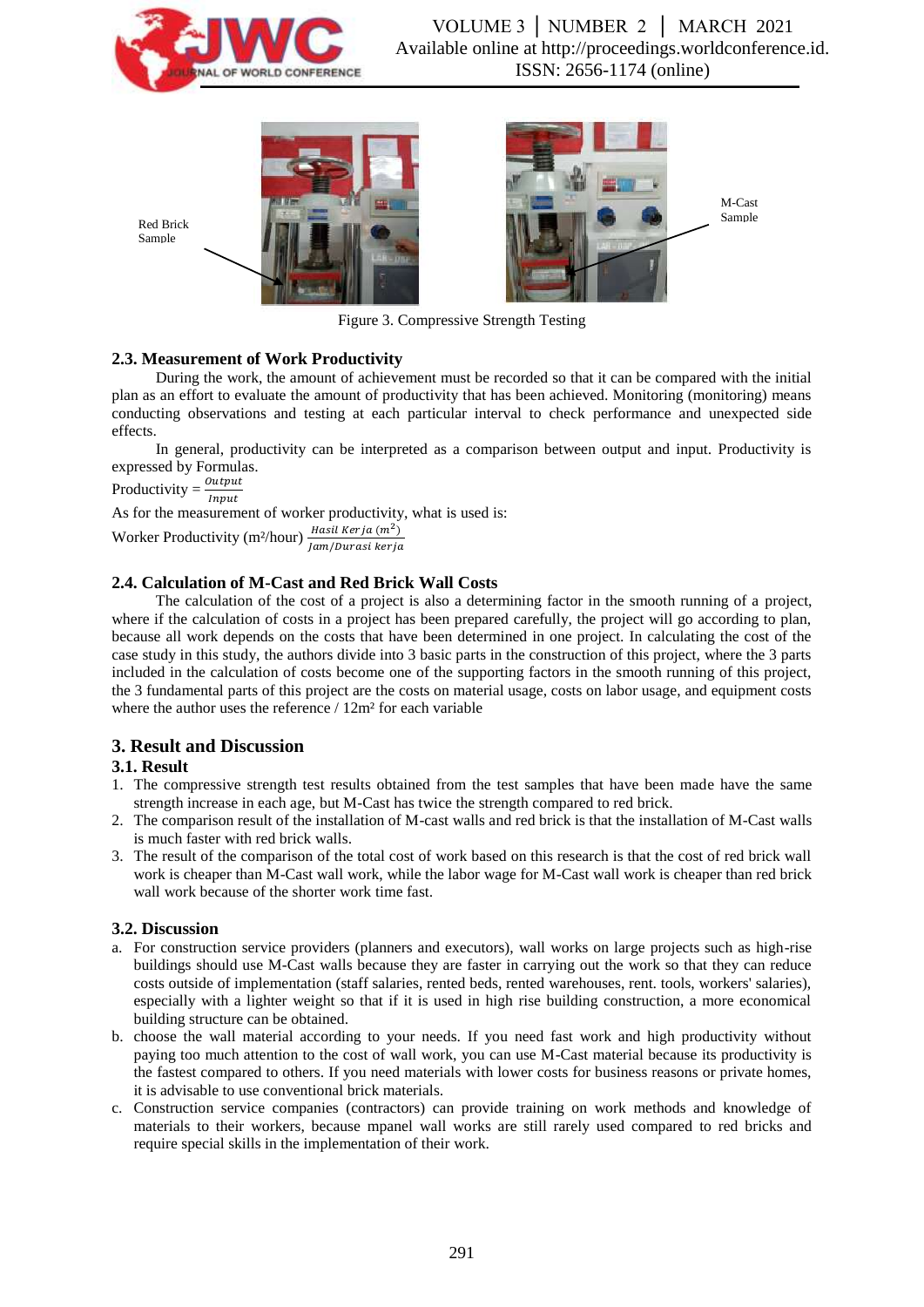Red Brick Sample

M-Cast Sample

Figure 3. Compressive Strength Testing

### 2.3. Measurement of Work Productivity

During the work, the amount of achievement must be recorded so that it can be compared with the initial plan as an effort to evaluate the amount of productivity that has been achieved. Monitoring (monitoring) means conducting observations and testing at each particular interval to check performance and unexpected side effects.

In general, productivity can be interpreted as a comparison between output and input. Productivity is expressed by Formulas.

Productivity = $\frac{Output}{Input}$

As for the measurement of worker productivity, what is used is:

Worker Productivity (m²/hour) $\frac{Hasil\ Kerja\ (m^2)}{Jam/Durasi\ kerja}$

### 2.4. Calculation of M-Cast and Red Brick Wall Costs

The calculation of the cost of a project is also a determining factor in the smooth running of a project, where if the calculation of costs in a project has been prepared carefully, the project will go according to plan, because all work depends on the costs that have been determined in one project. In calculating the cost of the case study in this study, the authors divide into 3 basic parts in the construction of this project, where the 3 parts included in the calculation of costs become one of the supporting factors in the smooth running of this project, the 3 fundamental parts of this project are the costs on material usage, costs on labor usage, and equipment costs where the author uses the reference / 12m² for each variable

## 3. Result and Discussion

### 3.1. Result

1. The compressive strength test results obtained from the test samples that have been made have the same strength increase in each age, but M-Cast has twice the strength compared to red brick.
2. The comparison result of the installation of M-cast walls and red brick is that the installation of M-Cast walls is much faster with red brick walls.
3. The result of the comparison of the total cost of work based on this research is that the cost of red brick wall work is cheaper than M-Cast wall work, while the labor wage for M-Cast wall work is cheaper than red brick wall work because of the shorter work time fast.

### 3.2. Discussion

a. For construction service providers (planners and executors), wall works on large projects such as high-rise buildings should use M-Cast walls because they are faster in carrying out the work so that they can reduce costs outside of implementation (staff salaries, rented beds, rented warehouses, rent. tools, workers' salaries), especially with a lighter weight so that if it is used in high rise building construction, a more economical building structure can be obtained.
b. choose the wall material according to your needs. If you need fast work and high productivity without paying too much attention to the cost of wall work, you can use M-Cast material because its productivity is the fastest compared to others. If you need materials with lower costs for business reasons or private homes, it is advisable to use conventional brick materials.
c. Construction service companies (contractors) can provide training on work methods and knowledge of materials to their workers, because mpanel wall works are still rarely used compared to red bricks and require special skills in the implementation of their work.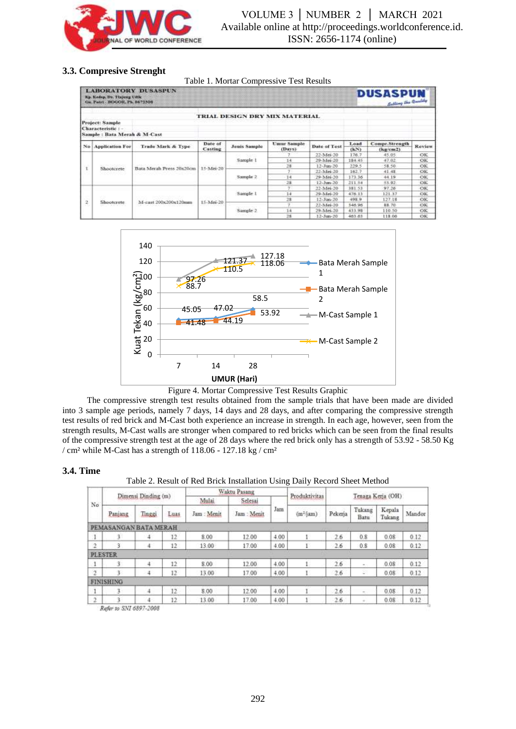### 3.3. Compresive Strenght

Table 1. Mortar Compressive Test Results

| LABORATORY DUSASPUN<br>Kp. Kedep, Ds. Tlajung Udik<br>Gn. Putri - BOGOR, Ph. 8672308 | | | | | | | | | DUSASPUN<br>Setting the Quality |
|---|---|---|---|---|---|---|---|---|---|
| TRIAL DESIGN DRY MIX MATERIAL | | | | | | | | | |
| Project: Sample<br>Characteristic : -<br>Sample : Bata Merah & M-Cast | | | | | | | | | |
| **No** | **Application For** | **Trade Mark & Type** | **Date of Casting** | **Jenis Sampel** | **Umur Sampel (Days)** | **Date of Test** | **Load (kN)** | **Compr.Strength (kg/cm2)** | **Review** |
| 1 | Shootcrete | Bata Merah Press 20x20cm | 15-Mei-20 | Sample 1 | 7 | 22-Mei-20 | 176.7 | 45.05 | OK |
| | | | | | 14 | 29-Mei-20 | 184.45 | 47.02 | OK |
| | | | | | 28 | 12-Jun-20 | 229.5 | 58.50 | OK |
| | | | | Sample 2 | 7 | 22-Mei-20 | 162.7 | 41.48 | OK |
| | | | | | 14 | 29-Mei-20 | 173.36 | 44.19 | OK |
| | | | | | 28 | 12-Jun-20 | 211.54 | 53.92 | OK |
| 2 | Shootcrete | M-cast 200x200x120mm | 15-Mei-20 | Sample 1 | 7 | 22-Mei-20 | 381.53 | 97.26 | OK |
| | | | | | 14 | 29-Mei-20 | 476.13 | 121.37 | OK |
| | | | | | 28 | 12-Jun-20 | 498.9 | 127.18 | OK |
| | | | | Sample 2 | 7 | 22-Mei-20 | 346.96 | 88.70 | OK |
| | | | | | 14 | 29-Mei-20 | 433.98 | 110.50 | OK |
| | | | | | 28 | 12-Jun-20 | 463.63 | 118.06 | OK |

Figure 4. Mortar Compressive Test Results Graphic

The compressive strength test results obtained from the sample trials that have been made are divided into 3 sample age periods, namely 7 days, 14 days and 28 days, and after comparing the compressive strength test results of red brick and M-Cast both experience an increase in strength. In each age, however, seen from the strength results, M-Cast walls are stronger when compared to red bricks which can be seen from the final results of the compressive strength test at the age of 28 days where the red brick only has a strength of 53.92 - 58.50 Kg / cm² while M-Cast has a strength of 118.06 - 127.18 kg / cm²

### 3.4. Time

Table 2. Result of Red Brick Installation Using Daily Record Sheet Method

| No | Dimensi Dinding (m) | | | Waktu Pasang | | Jam | Produktivitas | Tenaga Kerja (OH) | | | |
|---|---|---|---|---|---|---|---|---|---|---|---|
| | | | | Mulai | Selesai | | | | | | |
| | Panjang | Tinggi | Luas | Jam : Menit | Jam : Menit | | (m²/jam) | Pekerja | Tukang Batu | Kepala Tukang | Mandor |
| PEMASANGAN BATA MERAH | | | | | | | | | | | |
| 1 | 3 | 4 | 12 | 8.00 | 12.00 | 4.00 | 1 | 2.6 | 0.8 | 0.08 | 0.12 |
| 2 | 3 | 4 | 12 | 13.00 | 17.00 | 4.00 | 1 | 2.6 | 0.8 | 0.08 | 0.12 |
| PLESTER | | | | | | | | | | | |
| 1 | 3 | 4 | 12 | 8.00 | 12.00 | 4.00 | 1 | 2.6 | - | 0.08 | 0.12 |
| 2 | 3 | 4 | 12 | 13.00 | 17.00 | 4.00 | 1 | 2.6 | - | 0.08 | 0.12 |
| FINISHING | | | | | | | | | | | |
| 1 | 3 | 4 | 12 | 8.00 | 12.00 | 4.00 | 1 | 2.6 | - | 0.08 | 0.12 |
| 2 | 3 | 4 | 12 | 13.00 | 17.00 | 4.00 | 1 | 2.6 | - | 0.08 | 0.12 |

*Refer to SNI 6897-2008*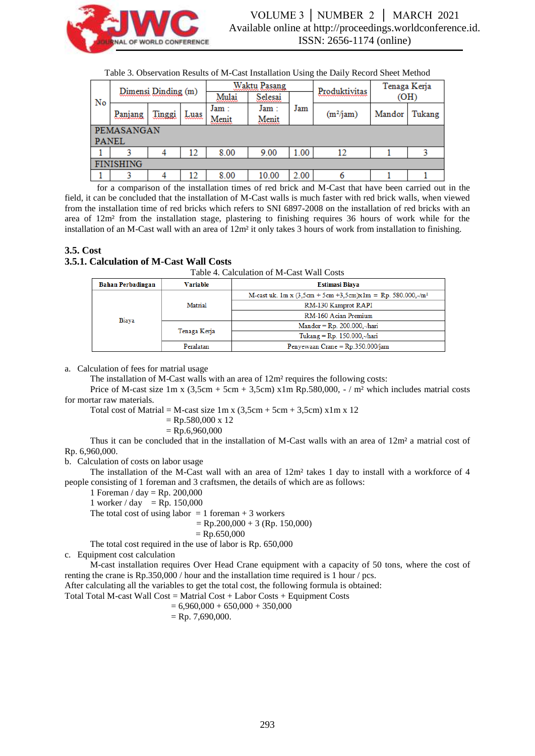Table 3. Observation Results of M-Cast Installation Using the Daily Record Sheet Method

| No | Dimensi Dinding (m) | | | Waktu Pasang | | | Produktivitas | Tenaga Kerja (OH) | |
|---|---|---|---|---|---|---|---|---|---|
| | | | | Mulai | Selesai | | | | |
| | Panjang | Tinggi | Luas | Jam : Menit | Jam : Menit | Jam | (m²/jam) | Mandor | Tukang |
| PEMASANGAN PANEL | | | | | | | | | |
| 1 | 3 | 4 | 12 | 8.00 | 9.00 | 1.00 | 12 | 1 | 3 |
| FINISHING | | | | | | | | | |
| 1 | 3 | 4 | 12 | 8.00 | 10.00 | 2.00 | 6 | 1 | 1 |

for a comparison of the installation times of red brick and M-Cast that have been carried out in the field, it can be concluded that the installation of M-Cast walls is much faster with red brick walls, when viewed from the installation time of red bricks which refers to SNI 6897-2008 on the installation of red bricks with an area of 12m² from the installation stage, plastering to finishing requires 36 hours of work while for the installation of an M-Cast wall with an area of 12m² it only takes 3 hours of work from installation to finishing.

### 3.5. Cost

### 3.5.1. Calculation of M-Cast Wall Costs

Table 4. Calculation of M-Cast Wall Costs

| Bahan Perbadingan | Variable | Estimasi Biaya |
|---|---|---|
| Biaya | Matrial | M-cast uk. 1m x (3,5cm + 5cm +3,5cm)x1m = Rp. 580.000,-/m² |
| | | RM-130 Kamprot RAPI |
| | | RM-160 Acian Premium |
| | Tenaga Kerja | Mandor = Rp. 200.000,-/hari |
| | | Tukang = Rp. 150.000,-/hari |
| | Peralatan | Penyewaan Crane = Rp.350.000/jam |

a. Calculation of fees for matrial usage

The installation of M-Cast walls with an area of 12m² requires the following costs:

Price of M-cast size 1m x (3,5cm + 5cm + 3,5cm) x1m Rp.580,000, - / m² which includes matrial costs for mortar raw materials.

Total cost of Matrial = M-cast size 1m x (3,5cm + 5cm + 3,5cm) x1m x 12
= Rp.580,000 x 12
= Rp.6,960,000

Thus it can be concluded that in the installation of M-Cast walls with an area of 12m² a matrial cost of Rp. 6,960,000.

b. Calculation of costs on labor usage

The installation of the M-Cast wall with an area of 12m² takes 1 day to install with a workforce of 4 people consisting of 1 foreman and 3 craftsmen, the details of which are as follows:

1 Foreman / day = Rp. 200,000
1 worker / day = Rp. 150,000
The total cost of using labor = 1 foreman + 3 workers
= Rp.200,000 + 3 (Rp. 150,000)
= Rp.650,000

The total cost required in the use of labor is Rp. 650,000

c. Equipment cost calculation

M-cast installation requires Over Head Crane equipment with a capacity of 50 tons, where the cost of renting the crane is Rp.350,000 / hour and the installation time required is 1 hour / pcs.

After calculating all the variables to get the total cost, the following formula is obtained:

Total Total M-cast Wall Cost = Matrial Cost + Labor Costs + Equipment Costs
= 6,960,000 + 650,000 + 350,000
= Rp. 7,690,000.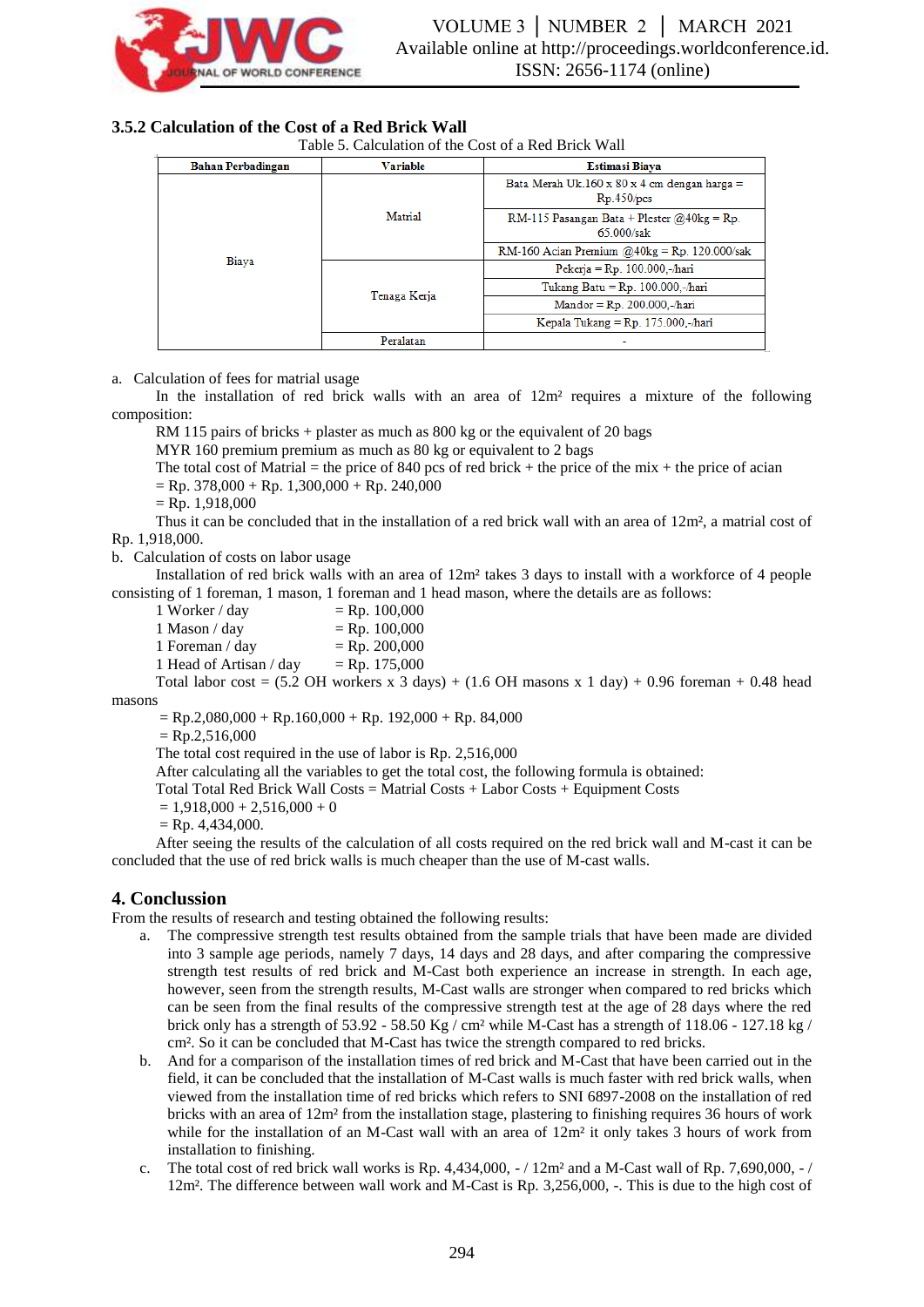### 3.5.2 Calculation of the Cost of a Red Brick Wall

Table 5. Calculation of the Cost of a Red Brick Wall

| Bahan Perbadingan | Variable | Estimasi Biaya |
|---|---|---|
| Biaya | Matrial | Bata Merah Uk.160 x 80 x 4 cm dengan harga = Rp.450/pcs |
| | | RM-115 Pasangan Bata + Plester @40kg = Rp. 65.000/sak |
| | | RM-160 Acian Premium @40kg = Rp. 120.000/sak |
| | Tenaga Kerja | Pekerja = Rp. 100.000,-/hari |
| | | Tukang Batu = Rp. 100.000,-/hari |
| | | Mandor = Rp. 200.000,-/hari |
| | | Kepala Tukang = Rp. 175.000,-/hari |
| | Peralatan | - |

a. Calculation of fees for matrial usage

In the installation of red brick walls with an area of 12m² requires a mixture of the following composition:

RM 115 pairs of bricks + plaster as much as 800 kg or the equivalent of 20 bags

MYR 160 premium premium as much as 80 kg or equivalent to 2 bags

The total cost of Matrial = the price of 840 pcs of red brick + the price of the mix + the price of acian

= Rp. 378,000 + Rp. 1,300,000 + Rp. 240,000

= Rp. 1,918,000

Thus it can be concluded that in the installation of a red brick wall with an area of 12m², a matrial cost of Rp. 1,918,000.

b. Calculation of costs on labor usage

Installation of red brick walls with an area of 12m² takes 3 days to install with a workforce of 4 people consisting of 1 foreman, 1 mason, 1 foreman and 1 head mason, where the details are as follows:

1 Worker / day = Rp. 100,000
1 Mason / day = Rp. 100,000
1 Foreman / day = Rp. 200,000
1 Head of Artisan / day = Rp. 175,000

Total labor cost = (5.2 OH workers x 3 days) + (1.6 OH masons x 1 day) + 0.96 foreman + 0.48 head masons

= Rp.2,080,000 + Rp.160,000 + Rp. 192,000 + Rp. 84,000

= Rp.2,516,000

The total cost required in the use of labor is Rp. 2,516,000

After calculating all the variables to get the total cost, the following formula is obtained:

Total Total Red Brick Wall Costs = Matrial Costs + Labor Costs + Equipment Costs

= 1,918,000 + 2,516,000 + 0

= Rp. 4,434,000.

After seeing the results of the calculation of all costs required on the red brick wall and M-cast it can be concluded that the use of red brick walls is much cheaper than the use of M-cast walls.

## 4. Conclussion

From the results of research and testing obtained the following results:

a. The compressive strength test results obtained from the sample trials that have been made are divided into 3 sample age periods, namely 7 days, 14 days and 28 days, and after comparing the compressive strength test results of red brick and M-Cast both experience an increase in strength. In each age, however, seen from the strength results, M-Cast walls are stronger when compared to red bricks which can be seen from the final results of the compressive strength test at the age of 28 days where the red brick only has a strength of 53.92 - 58.50 Kg / cm² while M-Cast has a strength of 118.06 - 127.18 kg / cm². So it can be concluded that M-Cast has twice the strength compared to red bricks.

b. And for a comparison of the installation times of red brick and M-Cast that have been carried out in the field, it can be concluded that the installation of M-Cast walls is much faster with red brick walls, when viewed from the installation time of red bricks which refers to SNI 6897-2008 on the installation of red bricks with an area of 12m² from the installation stage, plastering to finishing requires 36 hours of work while for the installation of an M-Cast wall with an area of 12m² it only takes 3 hours of work from installation to finishing.

c. The total cost of red brick wall works is Rp. 4,434,000, - / 12m² and a M-Cast wall of Rp. 7,690,000, - / 12m². The difference between wall work and M-Cast is Rp. 3,256,000, -. This is due to the high cost of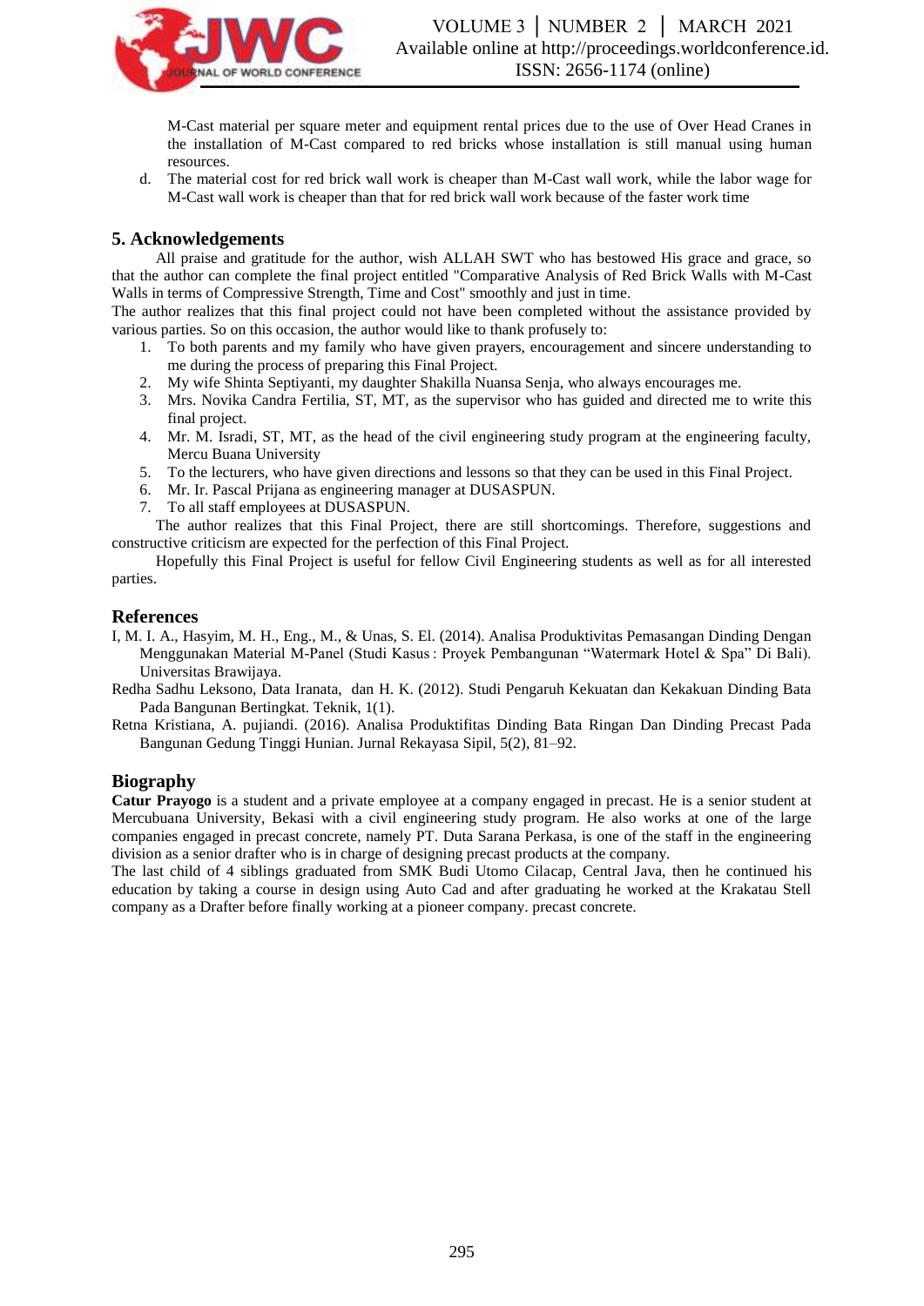M-Cast material per square meter and equipment rental prices due to the use of Over Head Cranes in the installation of M-Cast compared to red bricks whose installation is still manual using human resources.

d. The material cost for red brick wall work is cheaper than M-Cast wall work, while the labor wage for M-Cast wall work is cheaper than that for red brick wall work because of the faster work time

## 5. Acknowledgements

All praise and gratitude for the author, wish ALLAH SWT who has bestowed His grace and grace, so that the author can complete the final project entitled "Comparative Analysis of Red Brick Walls with M-Cast Walls in terms of Compressive Strength, Time and Cost" smoothly and just in time.

The author realizes that this final project could not have been completed without the assistance provided by various parties. So on this occasion, the author would like to thank profusely to:

1. To both parents and my family who have given prayers, encouragement and sincere understanding to me during the process of preparing this Final Project.
2. My wife Shinta Septiyanti, my daughter Shakilla Nuansa Senja, who always encourages me.
3. Mrs. Novika Candra Fertilia, ST, MT, as the supervisor who has guided and directed me to write this final project.
4. Mr. M. Isradi, ST, MT, as the head of the civil engineering study program at the engineering faculty, Mercu Buana University
5. To the lecturers, who have given directions and lessons so that they can be used in this Final Project.
6. Mr. Ir. Pascal Prijana as engineering manager at DUSASPUN.
7. To all staff employees at DUSASPUN.

The author realizes that this Final Project, there are still shortcomings. Therefore, suggestions and constructive criticism are expected for the perfection of this Final Project.

Hopefully this Final Project is useful for fellow Civil Engineering students as well as for all interested parties.

## References

I, M. I. A., Hasyim, M. H., Eng., M., & Unas, S. El. (2014). Analisa Produktivitas Pemasangan Dinding Dengan Menggunakan Material M-Panel (Studi Kasus : Proyek Pembangunan "Watermark Hotel & Spa" Di Bali). Universitas Brawijaya.

Redha Sadhu Leksono, Data Iranata, dan H. K. (2012). Studi Pengaruh Kekuatan dan Kekakuan Dinding Bata Pada Bangunan Bertingkat. Teknik, 1(1).

Retna Kristiana, A. pujiandi. (2016). Analisa Produktifitas Dinding Bata Ringan Dan Dinding Precast Pada Bangunan Gedung Tinggi Hunian. Jurnal Rekayasa Sipil, 5(2), 81–92.

## Biography

**Catur Prayogo** is a student and a private employee at a company engaged in precast. He is a senior student at Mercubuana University, Bekasi with a civil engineering study program. He also works at one of the large companies engaged in precast concrete, namely PT. Duta Sarana Perkasa, is one of the staff in the engineering division as a senior drafter who is in charge of designing precast products at the company.

The last child of 4 siblings graduated from SMK Budi Utomo Cilacap, Central Java, then he continued his education by taking a course in design using Auto Cad and after graduating he worked at the Krakatau Stell company as a Drafter before finally working at a pioneer company. precast concrete.